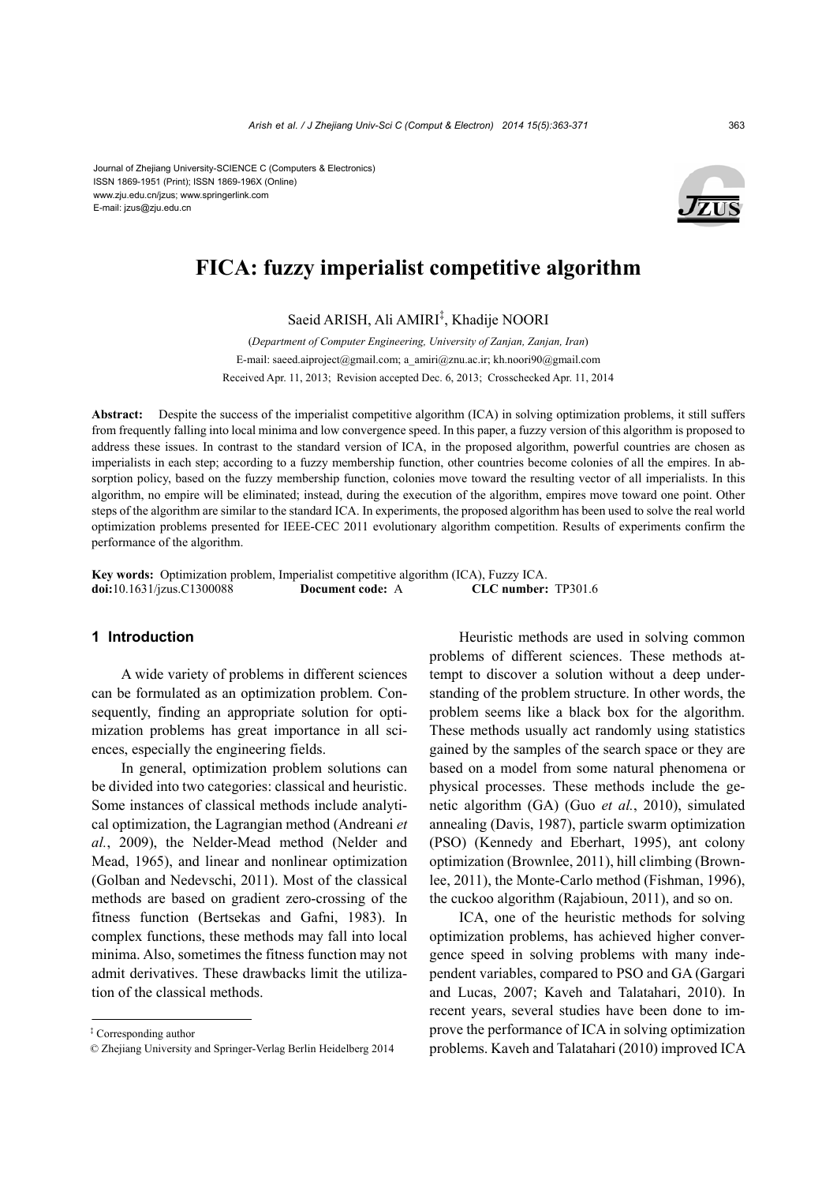Journal of Zhejiang University-SCIENCE C (Computers & Electronics)
ISSN 1869-1951 (Print); ISSN 1869-196X (Online)
www.zju.edu.cn/jzus; www.springerlink.com
E-mail: jzus@zju.edu.cn

# FICA: fuzzy imperialist competitive algorithm

Saeid ARISH, Ali AMIRI[‡], Khadije NOORI

(*Department of Computer Engineering, University of Zanjan, Zanjan, Iran*)

E-mail: saeed.aiproject@gmail.com; a_amiri@znu.ac.ir; kh.noori90@gmail.com

Received Apr. 11, 2013; Revision accepted Dec. 6, 2013; Crosschecked Apr. 11, 2014

**Abstract:** Despite the success of the imperialist competitive algorithm (ICA) in solving optimization problems, it still suffers from frequently falling into local minima and low convergence speed. In this paper, a fuzzy version of this algorithm is proposed to address these issues. In contrast to the standard version of ICA, in the proposed algorithm, powerful countries are chosen as imperialists in each step; according to a fuzzy membership function, other countries become colonies of all the empires. In absorption policy, based on the fuzzy membership function, colonies move toward the resulting vector of all imperialists. In this algorithm, no empire will be eliminated; instead, during the execution of the algorithm, empires move toward one point. Other steps of the algorithm are similar to the standard ICA. In experiments, the proposed algorithm has been used to solve the real world optimization problems presented for IEEE-CEC 2011 evolutionary algorithm competition. Results of experiments confirm the performance of the algorithm.

**Key words:** Optimization problem, Imperialist competitive algorithm (ICA), Fuzzy ICA.
**doi:**10.1631/jzus.C1300088 **Document code:** A **CLC number:** TP301.6

## 1 Introduction

A wide variety of problems in different sciences can be formulated as an optimization problem. Consequently, finding an appropriate solution for optimization problems has great importance in all sciences, especially the engineering fields.

In general, optimization problem solutions can be divided into two categories: classical and heuristic. Some instances of classical methods include analytical optimization, the Lagrangian method (Andreani *et al.*, 2009), the Nelder-Mead method (Nelder and Mead, 1965), and linear and nonlinear optimization (Golban and Nedevschi, 2011). Most of the classical methods are based on gradient zero-crossing of the fitness function (Bertsekas and Gafni, 1983). In complex functions, these methods may fall into local minima. Also, sometimes the fitness function may not admit derivatives. These drawbacks limit the utilization of the classical methods.

Heuristic methods are used in solving common problems of different sciences. These methods attempt to discover a solution without a deep understanding of the problem structure. In other words, the problem seems like a black box for the algorithm. These methods usually act randomly using statistics gained by the samples of the search space or they are based on a model from some natural phenomena or physical processes. These methods include the genetic algorithm (GA) (Guo *et al.*, 2010), simulated annealing (Davis, 1987), particle swarm optimization (PSO) (Kennedy and Eberhart, 1995), ant colony optimization (Brownlee, 2011), hill climbing (Brownlee, 2011), the Monte-Carlo method (Fishman, 1996), the cuckoo algorithm (Rajabioun, 2011), and so on.

ICA, one of the heuristic methods for solving optimization problems, has achieved higher convergence speed in solving problems with many independent variables, compared to PSO and GA (Gargari and Lucas, 2007; Kaveh and Talatahari, 2010). In recent years, several studies have been done to improve the performance of ICA in solving optimization problems. Kaveh and Talatahari (2010) improved ICA

---

[‡] Corresponding author

© Zhejiang University and Springer-Verlag Berlin Heidelberg 2014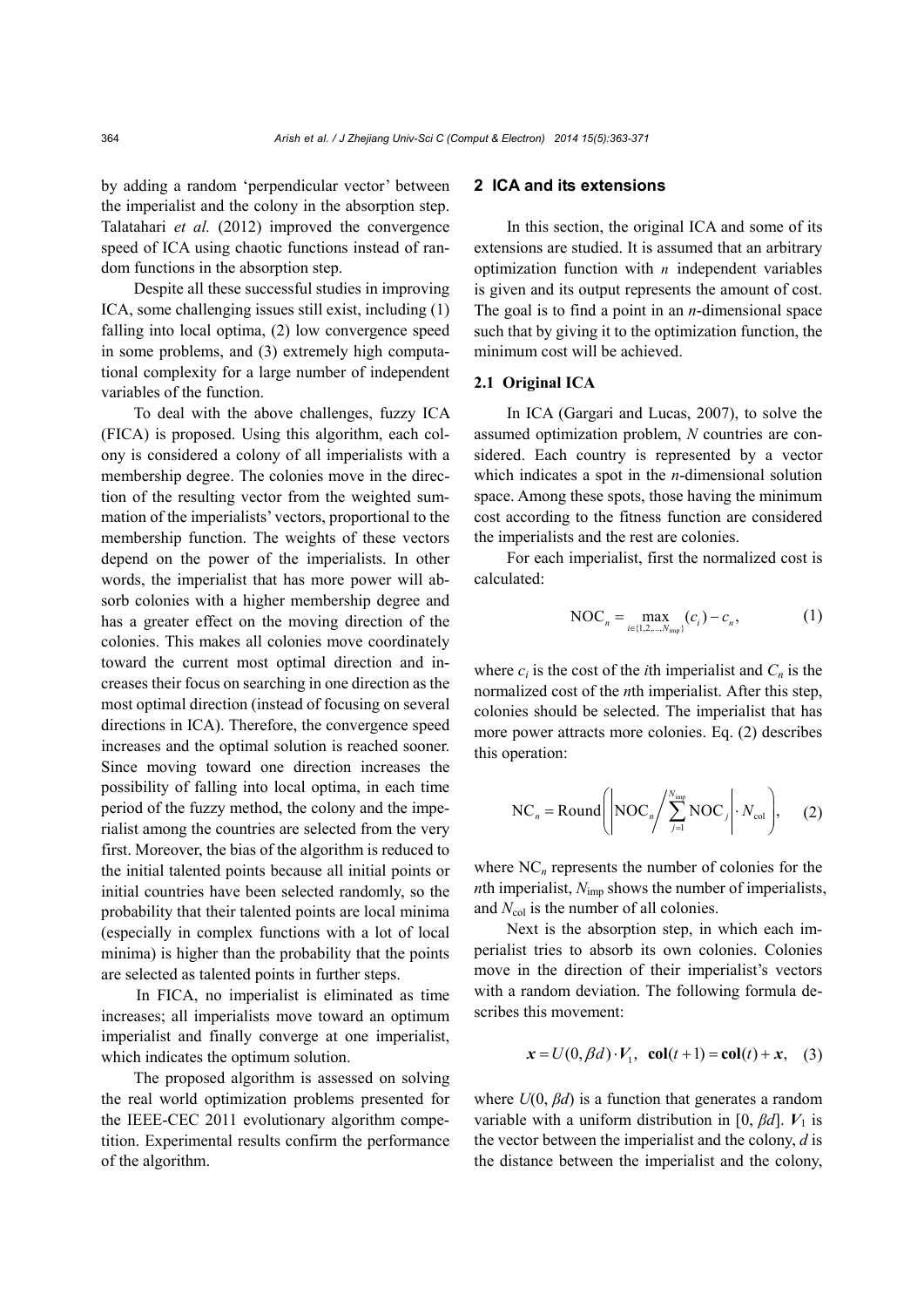by adding a random 'perpendicular vector' between the imperialist and the colony in the absorption step. Talatahari *et al.* (2012) improved the convergence speed of ICA using chaotic functions instead of random functions in the absorption step.

Despite all these successful studies in improving ICA, some challenging issues still exist, including (1) falling into local optima, (2) low convergence speed in some problems, and (3) extremely high computational complexity for a large number of independent variables of the function.

To deal with the above challenges, fuzzy ICA (FICA) is proposed. Using this algorithm, each colony is considered a colony of all imperialists with a membership degree. The colonies move in the direction of the resulting vector from the weighted summation of the imperialists' vectors, proportional to the membership function. The weights of these vectors depend on the power of the imperialists. In other words, the imperialist that has more power will absorb colonies with a higher membership degree and has a greater effect on the moving direction of the colonies. This makes all colonies move coordinately toward the current most optimal direction and increases their focus on searching in one direction as the most optimal direction (instead of focusing on several directions in ICA). Therefore, the convergence speed increases and the optimal solution is reached sooner. Since moving toward one direction increases the possibility of falling into local optima, in each time period of the fuzzy method, the colony and the imperialist among the countries are selected from the very first. Moreover, the bias of the algorithm is reduced to the initial talented points because all initial points or initial countries have been selected randomly, so the probability that their talented points are local minima (especially in complex functions with a lot of local minima) is higher than the probability that the points are selected as talented points in further steps.

In FICA, no imperialist is eliminated as time increases; all imperialists move toward an optimum imperialist and finally converge at one imperialist, which indicates the optimum solution.

The proposed algorithm is assessed on solving the real world optimization problems presented for the IEEE-CEC 2011 evolutionary algorithm competition. Experimental results confirm the performance of the algorithm.

## 2 ICA and its extensions

In this section, the original ICA and some of its extensions are studied. It is assumed that an arbitrary optimization function with $n$ independent variables is given and its output represents the amount of cost. The goal is to find a point in an $n$-dimensional space such that by giving it to the optimization function, the minimum cost will be achieved.

### 2.1 Original ICA

In ICA (Gargari and Lucas, 2007), to solve the assumed optimization problem, $N$ countries are considered. Each country is represented by a vector which indicates a spot in the $n$-dimensional solution space. Among these spots, those having the minimum cost according to the fitness function are considered the imperialists and the rest are colonies.

For each imperialist, first the normalized cost is calculated:

$$\mathrm{NOC}_n = \max_{i\in\{1,2,\ldots,N_{\mathrm{imp}}\}}(c_i) - c_n, \tag{1}$$

where $c_i$ is the cost of the $i$th imperialist and $C_n$ is the normalized cost of the $n$th imperialist. After this step, colonies should be selected. The imperialist that has more power attracts more colonies. Eq. (2) describes this operation:

$$\mathrm{NC}_n = \mathrm{Round}\left(\left|\mathrm{NOC}_n \Big/ \sum_{j=1}^{N_{\mathrm{imp}}}\mathrm{NOC}_j\right| \cdot N_{\mathrm{col}}\right), \tag{2}$$

where $\mathrm{NC}_n$ represents the number of colonies for the $n$th imperialist, $N_{\mathrm{imp}}$ shows the number of imperialists, and $N_{\mathrm{col}}$ is the number of all colonies.

Next is the absorption step, in which each imperialist tries to absorb its own colonies. Colonies move in the direction of their imperialist's vectors with a random deviation. The following formula describes this movement:

$$\boldsymbol{x} = U(0, \beta d)\cdot \boldsymbol{V}_1, \quad \mathbf{col}(t+1) = \mathbf{col}(t) + \boldsymbol{x}, \tag{3}$$

where $U(0, \beta d)$ is a function that generates a random variable with a uniform distribution in $[0, \beta d]$. $\boldsymbol{V}_1$ is the vector between the imperialist and the colony, $d$ is the distance between the imperialist and the colony,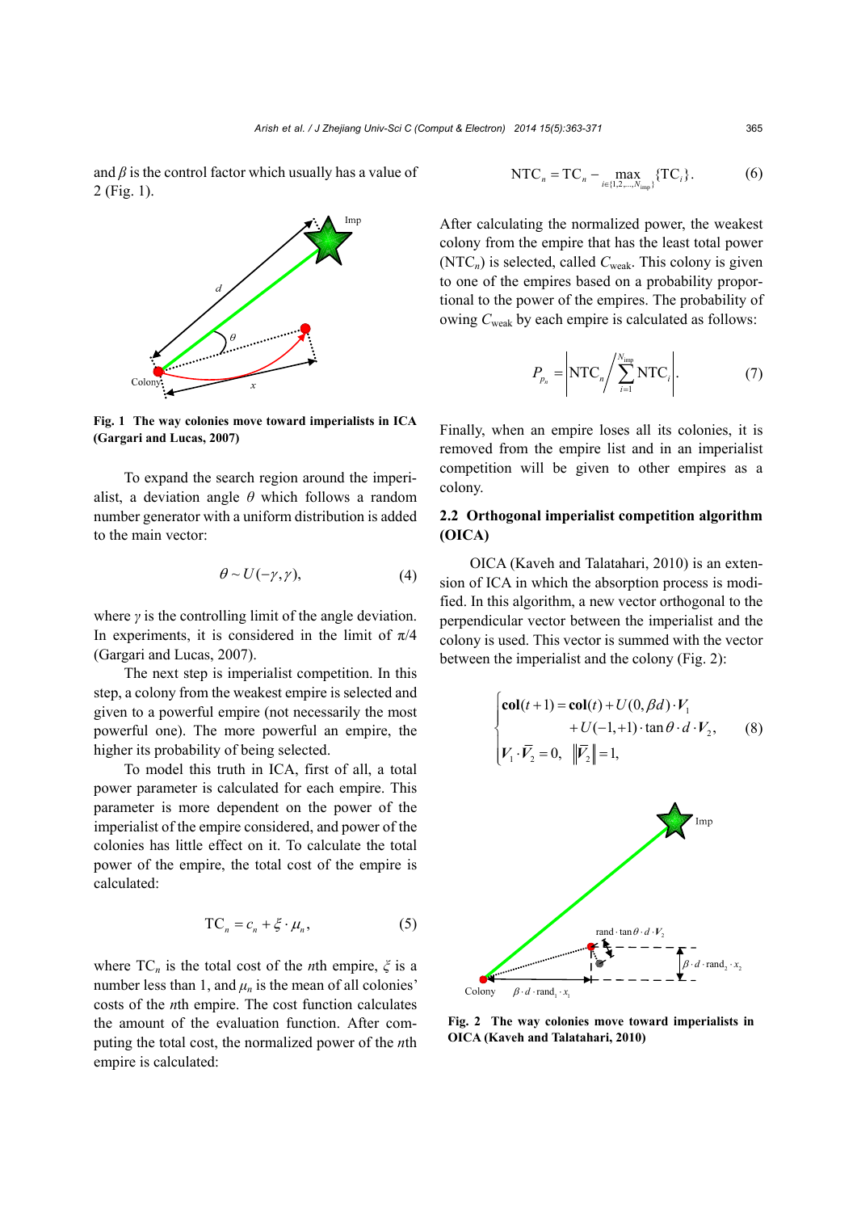and $\beta$ is the control factor which usually has a value of 2 (Fig. 1).

**Fig. 1 The way colonies move toward imperialists in ICA (Gargari and Lucas, 2007)**

To expand the search region around the imperialist, a deviation angle $\theta$ which follows a random number generator with a uniform distribution is added to the main vector:

$$\theta \sim U(-\gamma, \gamma), \tag{4}$$

where $\gamma$ is the controlling limit of the angle deviation. In experiments, it is considered in the limit of $\pi/4$ (Gargari and Lucas, 2007).

The next step is imperialist competition. In this step, a colony from the weakest empire is selected and given to a powerful empire (not necessarily the most powerful one). The more powerful an empire, the higher its probability of being selected.

To model this truth in ICA, first of all, a total power parameter is calculated for each empire. This parameter is more dependent on the power of the imperialist of the empire considered, and power of the colonies has little effect on it. To calculate the total power of the empire, the total cost of the empire is calculated:

$$\mathrm{TC}_n = c_n + \xi \cdot \mu_n, \tag{5}$$

where $\mathrm{TC}_n$ is the total cost of the $n$th empire, $\xi$ is a number less than 1, and $\mu_n$ is the mean of all colonies' costs of the $n$th empire. The cost function calculates the amount of the evaluation function. After computing the total cost, the normalized power of the $n$th empire is calculated:

$$\mathrm{NTC}_n = \mathrm{TC}_n - \max_{i \in \{1,2,\ldots,N_{\mathrm{imp}}\}} \{\mathrm{TC}_i\}. \tag{6}$$

After calculating the normalized power, the weakest colony from the empire that has the least total power ($\mathrm{NTC}_n$) is selected, called $C_{\mathrm{weak}}$. This colony is given to one of the empires based on a probability proportional to the power of the empires. The probability of owing $C_{\mathrm{weak}}$ by each empire is calculated as follows:

$$P_{p_n} = \left| \mathrm{NTC}_n \Big/ \sum_{i=1}^{N_{\mathrm{imp}}} \mathrm{NTC}_i \right|. \tag{7}$$

Finally, when an empire loses all its colonies, it is removed from the empire list and in an imperialist competition will be given to other empires as a colony.

### 2.2 Orthogonal imperialist competition algorithm (OICA)

OICA (Kaveh and Talatahari, 2010) is an extension of ICA in which the absorption process is modified. In this algorithm, a new vector orthogonal to the perpendicular vector between the imperialist and the colony is used. This vector is summed with the vector between the imperialist and the colony (Fig. 2):

$$\begin{cases} \mathbf{col}(t+1) = \mathbf{col}(t) + U(0, \beta d) \cdot \boldsymbol{V}_1 \\ \qquad\qquad\quad + U(-1, +1) \cdot \tan\theta \cdot d \cdot \boldsymbol{V}_2, \\ \boldsymbol{V}_1 \cdot \bar{\boldsymbol{V}}_2 = 0, \quad \left\| \bar{\boldsymbol{V}}_2 \right\| = 1, \end{cases} \tag{8}$$

**Fig. 2 The way colonies move toward imperialists in OICA (Kaveh and Talatahari, 2010)**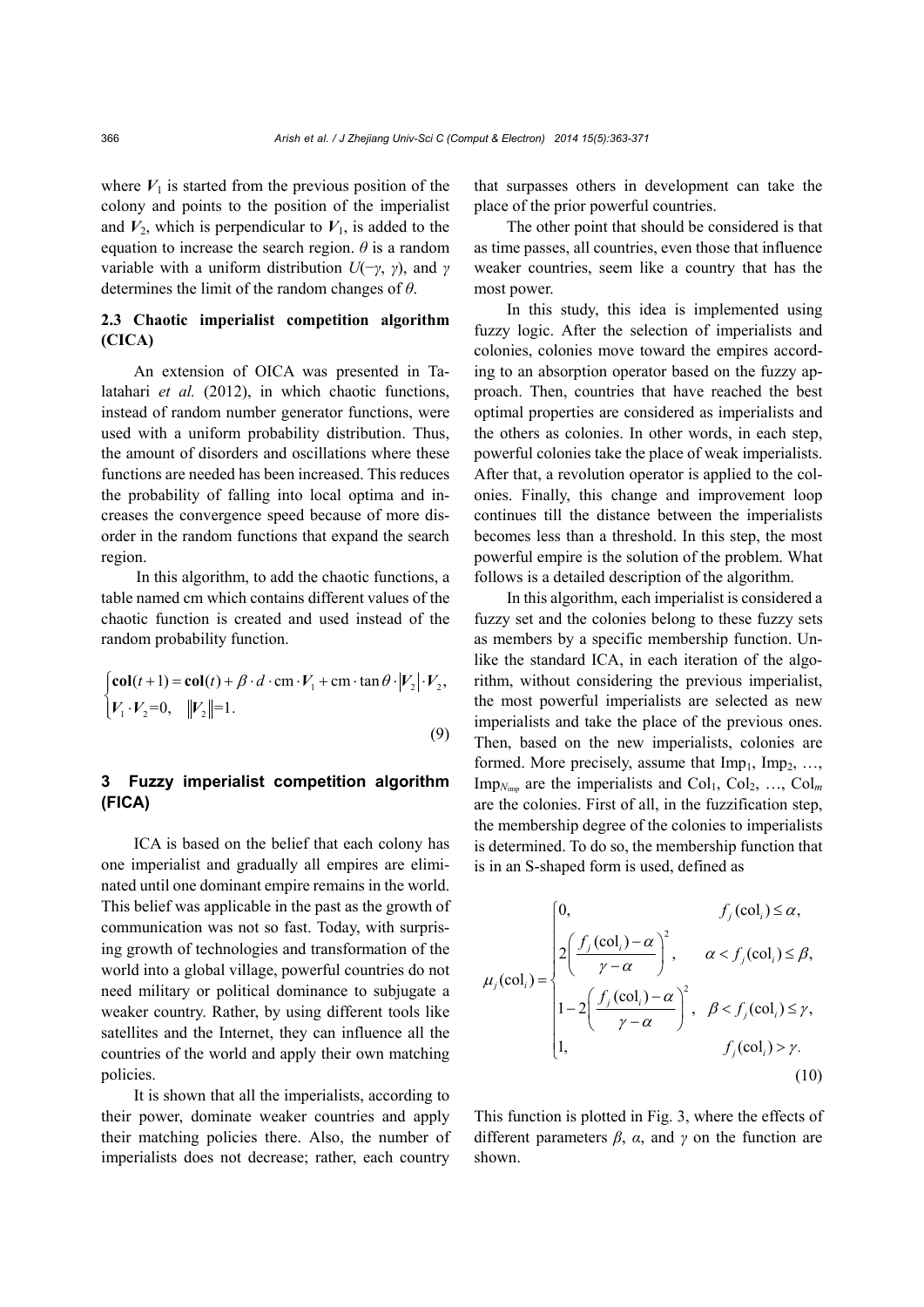where $\boldsymbol{V}_1$ is started from the previous position of the colony and points to the position of the imperialist and $\boldsymbol{V}_2$, which is perpendicular to $\boldsymbol{V}_1$, is added to the equation to increase the search region. $\theta$ is a random variable with a uniform distribution $U(-\gamma, \gamma)$, and $\gamma$ determines the limit of the random changes of $\theta$.

### 2.3 Chaotic imperialist competition algorithm (CICA)

An extension of OICA was presented in Talatahari *et al.* (2012), in which chaotic functions, instead of random number generator functions, were used with a uniform probability distribution. Thus, the amount of disorders and oscillations where these functions are needed has been increased. This reduces the probability of falling into local optima and increases the convergence speed because of more disorder in the random functions that expand the search region.

In this algorithm, to add the chaotic functions, a table named cm which contains different values of the chaotic function is created and used instead of the random probability function.

$$\begin{cases} \mathbf{col}(t+1) = \mathbf{col}(t) + \beta \cdot d \cdot \mathrm{cm} \cdot \boldsymbol{V}_1 + \mathrm{cm} \cdot \tan\theta \cdot |\boldsymbol{V}_2| \cdot \boldsymbol{V}_2, \\ \boldsymbol{V}_1 \cdot \boldsymbol{V}_2 = 0, \quad \|\boldsymbol{V}_2\| = 1. \end{cases} \tag{9}$$

## 3 Fuzzy imperialist competition algorithm (FICA)

ICA is based on the belief that each colony has one imperialist and gradually all empires are eliminated until one dominant empire remains in the world. This belief was applicable in the past as the growth of communication was not so fast. Today, with surprising growth of technologies and transformation of the world into a global village, powerful countries do not need military or political dominance to subjugate a weaker country. Rather, by using different tools like satellites and the Internet, they can influence all the countries of the world and apply their own matching policies.

It is shown that all the imperialists, according to their power, dominate weaker countries and apply their matching policies there. Also, the number of imperialists does not decrease; rather, each country that surpasses others in development can take the place of the prior powerful countries.

The other point that should be considered is that as time passes, all countries, even those that influence weaker countries, seem like a country that has the most power.

In this study, this idea is implemented using fuzzy logic. After the selection of imperialists and colonies, colonies move toward the empires according to an absorption operator based on the fuzzy approach. Then, countries that have reached the best optimal properties are considered as imperialists and the others as colonies. In other words, in each step, powerful colonies take the place of weak imperialists. After that, a revolution operator is applied to the colonies. Finally, this change and improvement loop continues till the distance between the imperialists becomes less than a threshold. In this step, the most powerful empire is the solution of the problem. What follows is a detailed description of the algorithm.

In this algorithm, each imperialist is considered a fuzzy set and the colonies belong to these fuzzy sets as members by a specific membership function. Unlike the standard ICA, in each iteration of the algorithm, without considering the previous imperialist, the most powerful imperialists are selected as new imperialists and take the place of the previous ones. Then, based on the new imperialists, colonies are formed. More precisely, assume that $\mathrm{Imp}_1, \mathrm{Imp}_2, \ldots, \mathrm{Imp}_{N_{\mathrm{imp}}}$ are the imperialists and $\mathrm{Col}_1, \mathrm{Col}_2, \ldots, \mathrm{Col}_m$ are the colonies. First of all, in the fuzzification step, the membership degree of the colonies to imperialists is determined. To do so, the membership function that is in an S-shaped form is used, defined as

$$\mu_j(\mathrm{col}_i) = \begin{cases} 0, & f_j(\mathrm{col}_i) \le \alpha, \\ 2\left(\dfrac{f_j(\mathrm{col}_i) - \alpha}{\gamma - \alpha}\right)^2, & \alpha < f_j(\mathrm{col}_i) \le \beta, \\ 1 - 2\left(\dfrac{f_j(\mathrm{col}_i) - \alpha}{\gamma - \alpha}\right)^2, & \beta < f_j(\mathrm{col}_i) \le \gamma, \\ 1, & f_j(\mathrm{col}_i) > \gamma. \end{cases} \tag{10}$$

This function is plotted in Fig. 3, where the effects of different parameters $\beta$, $\alpha$, and $\gamma$ on the function are shown.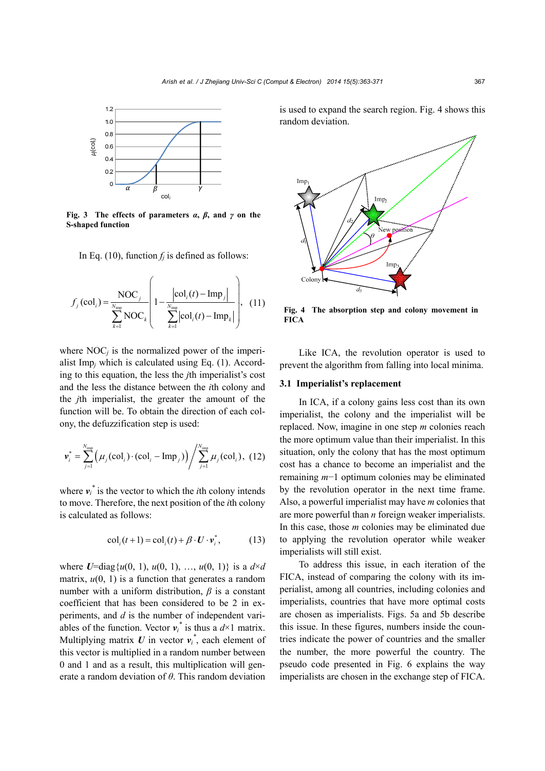Fig. 3 The effects of parameters $\alpha$, $\beta$, and $\gamma$ on the S-shaped function

In Eq. (10), function $f_j$ is defined as follows:

$$f_j(\text{col}_i) = \frac{\text{NOC}_j}{\sum_{k=1}^{N_{\text{imp}}} \text{NOC}_k} \left(1 - \frac{|\text{col}_i(t) - \text{Imp}_j|}{\sum_{k=1}^{N_{\text{imp}}} |\text{col}_i(t) - \text{Imp}_k|}\right), \quad (11)$$

where $\text{NOC}_j$ is the normalized power of the imperialist $\text{Imp}_j$ which is calculated using Eq. (1). According to this equation, the less the $j$th imperialist's cost and the less the distance between the $i$th colony and the $j$th imperialist, the greater the amount of the function will be. To obtain the direction of each colony, the defuzzification step is used:

$$\boldsymbol{v}_i^* = \sum_{j=1}^{N_{\text{imp}}} \left(\mu_j(\text{col}_i) \cdot (\text{col}_i - \text{Imp}_j)\right) \Big/ \sum_{j=1}^{N_{\text{imp}}} \mu_j(\text{col}_i), \quad (12)$$

where $\boldsymbol{v}_i^*$ is the vector to which the $i$th colony intends to move. Therefore, the next position of the $i$th colony is calculated as follows:

$$\text{col}_i(t+1) = \text{col}_i(t) + \beta \cdot \boldsymbol{U} \cdot \boldsymbol{v}_i^*, \quad (13)$$

where $\boldsymbol{U}=\text{diag}\{u(0, 1), u(0, 1), \ldots, u(0, 1)\}$ is a $d\times d$ matrix, $u(0, 1)$ is a function that generates a random number with a uniform distribution, $\beta$ is a constant coefficient that has been considered to be 2 in experiments, and $d$ is the number of independent variables of the function. Vector $\boldsymbol{v}_i^*$ is thus a $d\times1$ matrix. Multiplying matrix $\boldsymbol{U}$ in vector $\boldsymbol{v}_i^*$, each element of this vector is multiplied in a random number between 0 and 1 and as a result, this multiplication will generate a random deviation of $\theta$. This random deviation is used to expand the search region. Fig. 4 shows this random deviation.

Fig. 4 The absorption step and colony movement in FICA

Like ICA, the revolution operator is used to prevent the algorithm from falling into local minima.

### 3.1 Imperialist's replacement

In ICA, if a colony gains less cost than its own imperialist, the colony and the imperialist will be replaced. Now, imagine in one step $m$ colonies reach the more optimum value than their imperialist. In this situation, only the colony that has the most optimum cost has a chance to become an imperialist and the remaining $m-1$ optimum colonies may be eliminated by the revolution operator in the next time frame. Also, a powerful imperialist may have $m$ colonies that are more powerful than $n$ foreign weaker imperialists. In this case, those $m$ colonies may be eliminated due to applying the revolution operator while weaker imperialists will still exist.

To address this issue, in each iteration of the FICA, instead of comparing the colony with its imperialist, among all countries, including colonies and imperialists, countries that have more optimal costs are chosen as imperialists. Figs. 5a and 5b describe this issue. In these figures, numbers inside the countries indicate the power of countries and the smaller the number, the more powerful the country. The pseudo code presented in Fig. 6 explains the way imperialists are chosen in the exchange step of FICA.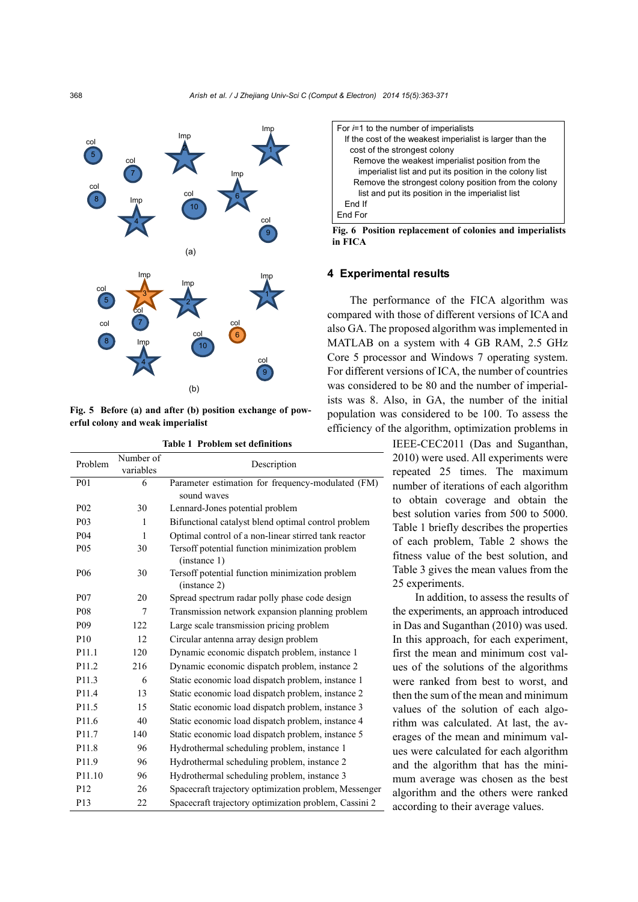Fig. 5 Before (a) and after (b) position exchange of powerful colony and weak imperialist

Table 1 Problem set definitions

| Problem | Number of variables | Description |
|---|---|---|
| P01 | 6 | Parameter estimation for frequency-modulated (FM) sound waves |
| P02 | 30 | Lennard-Jones potential problem |
| P03 | 1 | Bifunctional catalyst blend optimal control problem |
| P04 | 1 | Optimal control of a non-linear stirred tank reactor |
| P05 | 30 | Tersoff potential function minimization problem (instance 1) |
| P06 | 30 | Tersoff potential function minimization problem (instance 2) |
| P07 | 20 | Spread spectrum radar polly phase code design |
| P08 | 7 | Transmission network expansion planning problem |
| P09 | 122 | Large scale transmission pricing problem |
| P10 | 12 | Circular antenna array design problem |
| P11.1 | 120 | Dynamic economic dispatch problem, instance 1 |
| P11.2 | 216 | Dynamic economic dispatch problem, instance 2 |
| P11.3 | 6 | Static economic load dispatch problem, instance 1 |
| P11.4 | 13 | Static economic load dispatch problem, instance 2 |
| P11.5 | 15 | Static economic load dispatch problem, instance 3 |
| P11.6 | 40 | Static economic load dispatch problem, instance 4 |
| P11.7 | 140 | Static economic load dispatch problem, instance 5 |
| P11.8 | 96 | Hydrothermal scheduling problem, instance 1 |
| P11.9 | 96 | Hydrothermal scheduling problem, instance 2 |
| P11.10 | 96 | Hydrothermal scheduling problem, instance 3 |
| P12 | 26 | Spacecraft trajectory optimization problem, Messenger |
| P13 | 22 | Spacecraft trajectory optimization problem, Cassini 2 |

```
For i=1 to the number of imperialists
  If the cost of the weakest imperialist is larger than the
    cost of the strongest colony
      Remove the weakest imperialist position from the
        imperialist list and put its position in the colony list
      Remove the strongest colony position from the colony
        list and put its position in the imperialist list
  End If
End For
```

Fig. 6 Position replacement of colonies and imperialists in FICA

## 4 Experimental results

The performance of the FICA algorithm was compared with those of different versions of ICA and also GA. The proposed algorithm was implemented in MATLAB on a system with 4 GB RAM, 2.5 GHz Core 5 processor and Windows 7 operating system. For different versions of ICA, the number of countries was considered to be 80 and the number of imperialists was 8. Also, in GA, the number of the initial population was considered to be 100. To assess the efficiency of the algorithm, optimization problems in IEEE-CEC2011 (Das and Suganthan, 2010) were used. All experiments were repeated 25 times. The maximum number of iterations of each algorithm to obtain coverage and obtain the best solution varies from 500 to 5000. Table 1 briefly describes the properties of each problem, Table 2 shows the fitness value of the best solution, and Table 3 gives the mean values from the 25 experiments.

In addition, to assess the results of the experiments, an approach introduced in Das and Suganthan (2010) was used. In this approach, for each experiment, first the mean and minimum cost values of the solutions of the algorithms were ranked from best to worst, and then the sum of the mean and minimum values of the solution of each algorithm was calculated. At last, the averages of the mean and minimum values were calculated for each algorithm and the algorithm that has the minimum average was chosen as the best algorithm and the others were ranked according to their average values.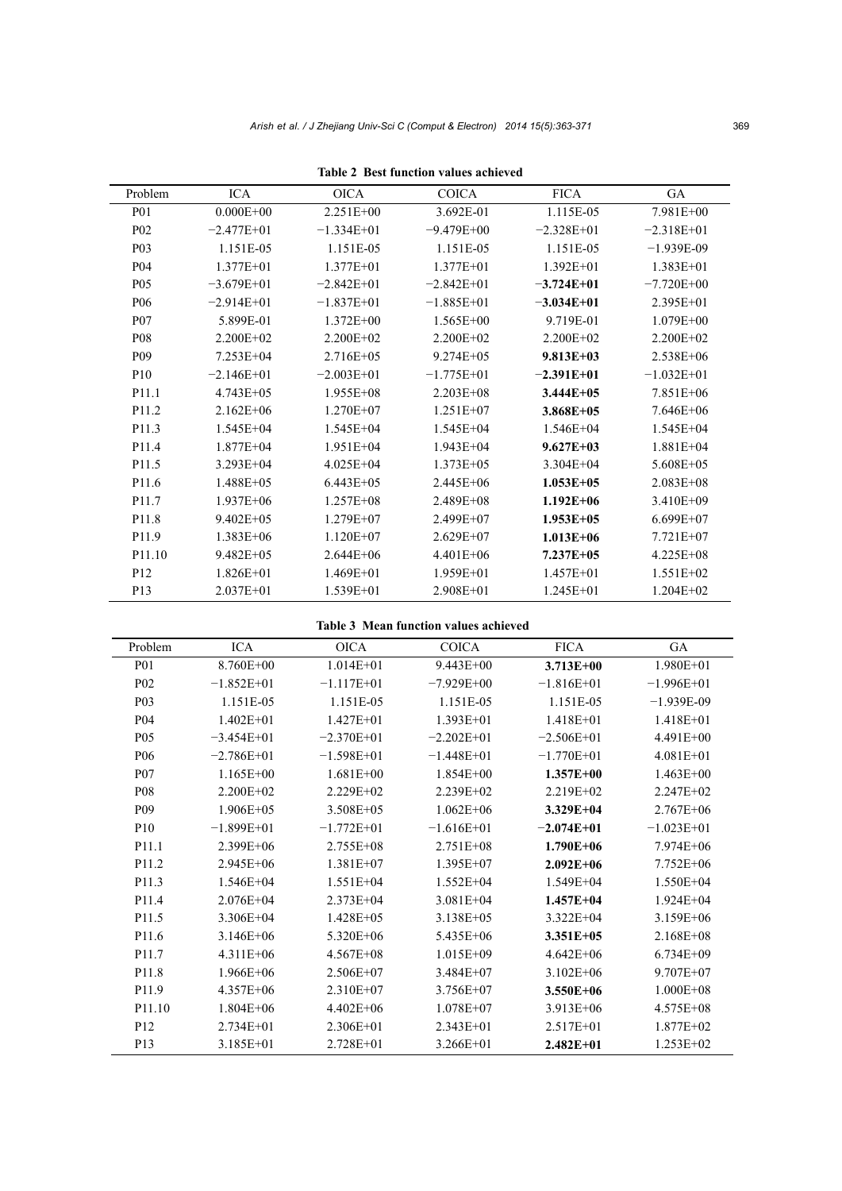**Table 2 Best function values achieved**

| Problem | ICA | OICA | COICA | FICA | GA |
|---|---|---|---|---|---|
| P01 | 0.000E+00 | 2.251E+00 | 3.692E-01 | 1.115E-05 | 7.981E+00 |
| P02 | −2.477E+01 | −1.334E+01 | −9.479E+00 | −2.328E+01 | −2.318E+01 |
| P03 | 1.151E-05 | 1.151E-05 | 1.151E-05 | 1.151E-05 | −1.939E-09 |
| P04 | 1.377E+01 | 1.377E+01 | 1.377E+01 | 1.392E+01 | 1.383E+01 |
| P05 | −3.679E+01 | −2.842E+01 | −2.842E+01 | **−3.724E+01** | −7.720E+00 |
| P06 | −2.914E+01 | −1.837E+01 | −1.885E+01 | **−3.034E+01** | 2.395E+01 |
| P07 | 5.899E-01 | 1.372E+00 | 1.565E+00 | 9.719E-01 | 1.079E+00 |
| P08 | 2.200E+02 | 2.200E+02 | 2.200E+02 | 2.200E+02 | 2.200E+02 |
| P09 | 7.253E+04 | 2.716E+05 | 9.274E+05 | **9.813E+03** | 2.538E+06 |
| P10 | −2.146E+01 | −2.003E+01 | −1.775E+01 | **−2.391E+01** | −1.032E+01 |
| P11.1 | 4.743E+05 | 1.955E+08 | 2.203E+08 | **3.444E+05** | 7.851E+06 |
| P11.2 | 2.162E+06 | 1.270E+07 | 1.251E+07 | **3.868E+05** | 7.646E+06 |
| P11.3 | 1.545E+04 | 1.545E+04 | 1.545E+04 | 1.546E+04 | 1.545E+04 |
| P11.4 | 1.877E+04 | 1.951E+04 | 1.943E+04 | **9.627E+03** | 1.881E+04 |
| P11.5 | 3.293E+04 | 4.025E+04 | 1.373E+05 | 3.304E+04 | 5.608E+05 |
| P11.6 | 1.488E+05 | 6.443E+05 | 2.445E+06 | **1.053E+05** | 2.083E+08 |
| P11.7 | 1.937E+06 | 1.257E+08 | 2.489E+08 | **1.192E+06** | 3.410E+09 |
| P11.8 | 9.402E+05 | 1.279E+07 | 2.499E+07 | **1.953E+05** | 6.699E+07 |
| P11.9 | 1.383E+06 | 1.120E+07 | 2.629E+07 | **1.013E+06** | 7.721E+07 |
| P11.10 | 9.482E+05 | 2.644E+06 | 4.401E+06 | **7.237E+05** | 4.225E+08 |
| P12 | 1.826E+01 | 1.469E+01 | 1.959E+01 | 1.457E+01 | 1.551E+02 |
| P13 | 2.037E+01 | 1.539E+01 | 2.908E+01 | 1.245E+01 | 1.204E+02 |

**Table 3 Mean function values achieved**

| Problem | ICA | OICA | COICA | FICA | GA |
|---|---|---|---|---|---|
| P01 | 8.760E+00 | 1.014E+01 | 9.443E+00 | **3.713E+00** | 1.980E+01 |
| P02 | −1.852E+01 | −1.117E+01 | −7.929E+00 | −1.816E+01 | −1.996E+01 |
| P03 | 1.151E-05 | 1.151E-05 | 1.151E-05 | 1.151E-05 | −1.939E-09 |
| P04 | 1.402E+01 | 1.427E+01 | 1.393E+01 | 1.418E+01 | 1.418E+01 |
| P05 | −3.454E+01 | −2.370E+01 | −2.202E+01 | −2.506E+01 | 4.491E+00 |
| P06 | −2.786E+01 | −1.598E+01 | −1.448E+01 | −1.770E+01 | 4.081E+01 |
| P07 | 1.165E+00 | 1.681E+00 | 1.854E+00 | **1.357E+00** | 1.463E+00 |
| P08 | 2.200E+02 | 2.229E+02 | 2.239E+02 | 2.219E+02 | 2.247E+02 |
| P09 | 1.906E+05 | 3.508E+05 | 1.062E+06 | **3.329E+04** | 2.767E+06 |
| P10 | −1.899E+01 | −1.772E+01 | −1.616E+01 | **−2.074E+01** | −1.023E+01 |
| P11.1 | 2.399E+06 | 2.755E+08 | 2.751E+08 | **1.790E+06** | 7.974E+06 |
| P11.2 | 2.945E+06 | 1.381E+07 | 1.395E+07 | **2.092E+06** | 7.752E+06 |
| P11.3 | 1.546E+04 | 1.551E+04 | 1.552E+04 | 1.549E+04 | 1.550E+04 |
| P11.4 | 2.076E+04 | 2.373E+04 | 3.081E+04 | **1.457E+04** | 1.924E+04 |
| P11.5 | 3.306E+04 | 1.428E+05 | 3.138E+05 | 3.322E+04 | 3.159E+06 |
| P11.6 | 3.146E+06 | 5.320E+06 | 5.435E+06 | **3.351E+05** | 2.168E+08 |
| P11.7 | 4.311E+06 | 4.567E+08 | 1.015E+09 | 4.642E+06 | 6.734E+09 |
| P11.8 | 1.966E+06 | 2.506E+07 | 3.484E+07 | 3.102E+06 | 9.707E+07 |
| P11.9 | 4.357E+06 | 2.310E+07 | 3.756E+07 | **3.550E+06** | 1.000E+08 |
| P11.10 | 1.804E+06 | 4.402E+06 | 1.078E+07 | 3.913E+06 | 4.575E+08 |
| P12 | 2.734E+01 | 2.306E+01 | 2.343E+01 | 2.517E+01 | 1.877E+02 |
| P13 | 3.185E+01 | 2.728E+01 | 3.266E+01 | **2.482E+01** | 1.253E+02 |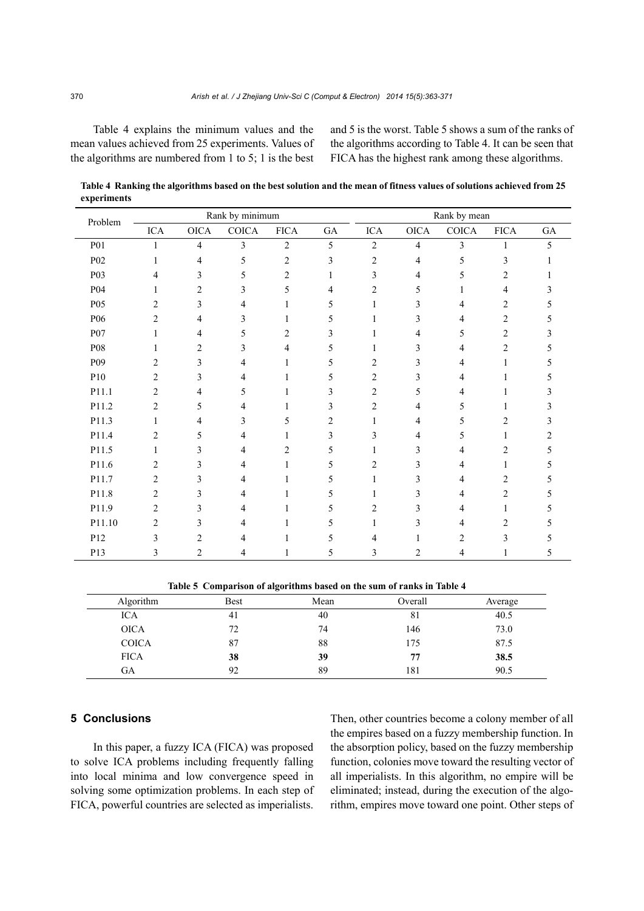Table 4 explains the minimum values and the mean values achieved from 25 experiments. Values of the algorithms are numbered from 1 to 5; 1 is the best and 5 is the worst. Table 5 shows a sum of the ranks of the algorithms according to Table 4. It can be seen that FICA has the highest rank among these algorithms.

**Table 4 Ranking the algorithms based on the best solution and the mean of fitness values of solutions achieved from 25 experiments**

| Problem | Rank by minimum | | | | | Rank by mean | | | | |
|---|---|---|---|---|---|---|---|---|---|---|
| | ICA | OICA | COICA | FICA | GA | ICA | OICA | COICA | FICA | GA |
| P01 | 1 | 4 | 3 | 2 | 5 | 2 | 4 | 3 | 1 | 5 |
| P02 | 1 | 4 | 5 | 2 | 3 | 2 | 4 | 5 | 3 | 1 |
| P03 | 4 | 3 | 5 | 2 | 1 | 3 | 4 | 5 | 2 | 1 |
| P04 | 1 | 2 | 3 | 5 | 4 | 2 | 5 | 1 | 4 | 3 |
| P05 | 2 | 3 | 4 | 1 | 5 | 1 | 3 | 4 | 2 | 5 |
| P06 | 2 | 4 | 3 | 1 | 5 | 1 | 3 | 4 | 2 | 5 |
| P07 | 1 | 4 | 5 | 2 | 3 | 1 | 4 | 5 | 2 | 3 |
| P08 | 1 | 2 | 3 | 4 | 5 | 1 | 3 | 4 | 2 | 5 |
| P09 | 2 | 3 | 4 | 1 | 5 | 2 | 3 | 4 | 1 | 5 |
| P10 | 2 | 3 | 4 | 1 | 5 | 2 | 3 | 4 | 1 | 5 |
| P11.1 | 2 | 4 | 5 | 1 | 3 | 2 | 5 | 4 | 1 | 3 |
| P11.2 | 2 | 5 | 4 | 1 | 3 | 2 | 4 | 5 | 1 | 3 |
| P11.3 | 1 | 4 | 3 | 5 | 2 | 1 | 4 | 5 | 2 | 3 |
| P11.4 | 2 | 5 | 4 | 1 | 3 | 3 | 4 | 5 | 1 | 2 |
| P11.5 | 1 | 3 | 4 | 2 | 5 | 1 | 3 | 4 | 2 | 5 |
| P11.6 | 2 | 3 | 4 | 1 | 5 | 2 | 3 | 4 | 1 | 5 |
| P11.7 | 2 | 3 | 4 | 1 | 5 | 1 | 3 | 4 | 2 | 5 |
| P11.8 | 2 | 3 | 4 | 1 | 5 | 1 | 3 | 4 | 2 | 5 |
| P11.9 | 2 | 3 | 4 | 1 | 5 | 2 | 3 | 4 | 1 | 5 |
| P11.10 | 2 | 3 | 4 | 1 | 5 | 1 | 3 | 4 | 2 | 5 |
| P12 | 3 | 2 | 4 | 1 | 5 | 4 | 1 | 2 | 3 | 5 |
| P13 | 3 | 2 | 4 | 1 | 5 | 3 | 2 | 4 | 1 | 5 |

**Table 5 Comparison of algorithms based on the sum of ranks in Table 4**

| Algorithm | Best | Mean | Overall | Average |
|---|---|---|---|---|
| ICA | 41 | 40 | 81 | 40.5 |
| OICA | 72 | 74 | 146 | 73.0 |
| COICA | 87 | 88 | 175 | 87.5 |
| FICA | **38** | **39** | **77** | **38.5** |
| GA | 92 | 89 | 181 | 90.5 |

## 5 Conclusions

In this paper, a fuzzy ICA (FICA) was proposed to solve ICA problems including frequently falling into local minima and low convergence speed in solving some optimization problems. In each step of FICA, powerful countries are selected as imperialists. Then, other countries become a colony member of all the empires based on a fuzzy membership function. In the absorption policy, based on the fuzzy membership function, colonies move toward the resulting vector of all imperialists. In this algorithm, no empire will be eliminated; instead, during the execution of the algorithm, empires move toward one point. Other steps of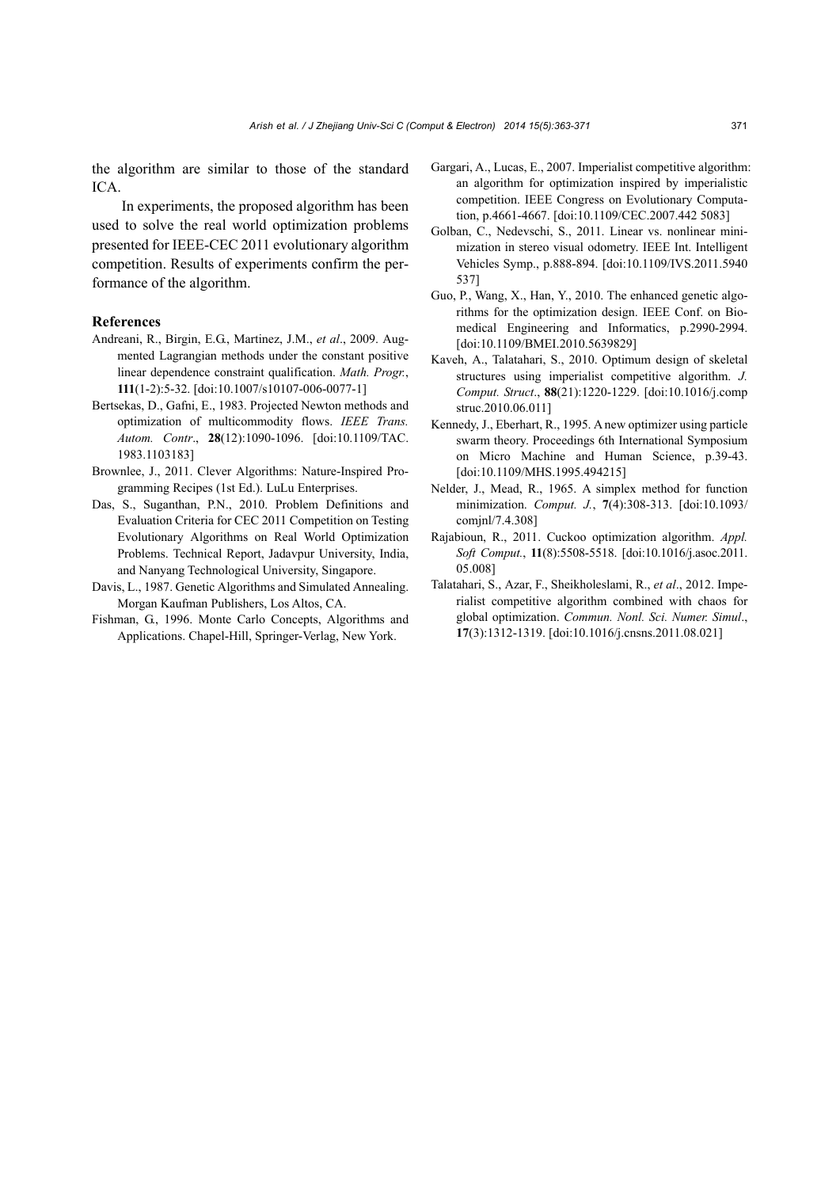the algorithm are similar to those of the standard ICA.

In experiments, the proposed algorithm has been used to solve the real world optimization problems presented for IEEE-CEC 2011 evolutionary algorithm competition. Results of experiments confirm the performance of the algorithm.

### References

Andreani, R., Birgin, E.G., Martinez, J.M., *et al*., 2009. Augmented Lagrangian methods under the constant positive linear dependence constraint qualification. *Math. Progr.*, **111**(1-2):5-32. [doi:10.1007/s10107-006-0077-1]

Bertsekas, D., Gafni, E., 1983. Projected Newton methods and optimization of multicommodity flows. *IEEE Trans. Autom. Contr*., **28**(12):1090-1096. [doi:10.1109/TAC.1983.1103183]

Brownlee, J., 2011. Clever Algorithms: Nature-Inspired Programming Recipes (1st Ed.). LuLu Enterprises.

Das, S., Suganthan, P.N., 2010. Problem Definitions and Evaluation Criteria for CEC 2011 Competition on Testing Evolutionary Algorithms on Real World Optimization Problems. Technical Report, Jadavpur University, India, and Nanyang Technological University, Singapore.

Davis, L., 1987. Genetic Algorithms and Simulated Annealing. Morgan Kaufman Publishers, Los Altos, CA.

Fishman, G., 1996. Monte Carlo Concepts, Algorithms and Applications. Chapel-Hill, Springer-Verlag, New York.

Gargari, A., Lucas, E., 2007. Imperialist competitive algorithm: an algorithm for optimization inspired by imperialistic competition. IEEE Congress on Evolutionary Computation, p.4661-4667. [doi:10.1109/CEC.2007.442 5083]

Golban, C., Nedevschi, S., 2011. Linear vs. nonlinear minimization in stereo visual odometry. IEEE Int. Intelligent Vehicles Symp., p.888-894. [doi:10.1109/IVS.2011.5940 537]

Guo, P., Wang, X., Han, Y., 2010. The enhanced genetic algorithms for the optimization design. IEEE Conf. on Biomedical Engineering and Informatics, p.2990-2994. [doi:10.1109/BMEI.2010.5639829]

Kaveh, A., Talatahari, S., 2010. Optimum design of skeletal structures using imperialist competitive algorithm. *J. Comput. Struct*., **88**(21):1220-1229. [doi:10.1016/j.compstruc.2010.06.011]

Kennedy, J., Eberhart, R., 1995. A new optimizer using particle swarm theory. Proceedings 6th International Symposium on Micro Machine and Human Science, p.39-43. [doi:10.1109/MHS.1995.494215]

Nelder, J., Mead, R., 1965. A simplex method for function minimization. *Comput. J.*, **7**(4):308-313. [doi:10.1093/comjnl/7.4.308]

Rajabioun, R., 2011. Cuckoo optimization algorithm. *Appl. Soft Comput.*, **11**(8):5508-5518. [doi:10.1016/j.asoc.2011.05.008]

Talatahari, S., Azar, F., Sheikholeslami, R., *et al*., 2012. Imperialist competitive algorithm combined with chaos for global optimization. *Commun. Nonl. Sci. Numer. Simul*., **17**(3):1312-1319. [doi:10.1016/j.cnsns.2011.08.021]